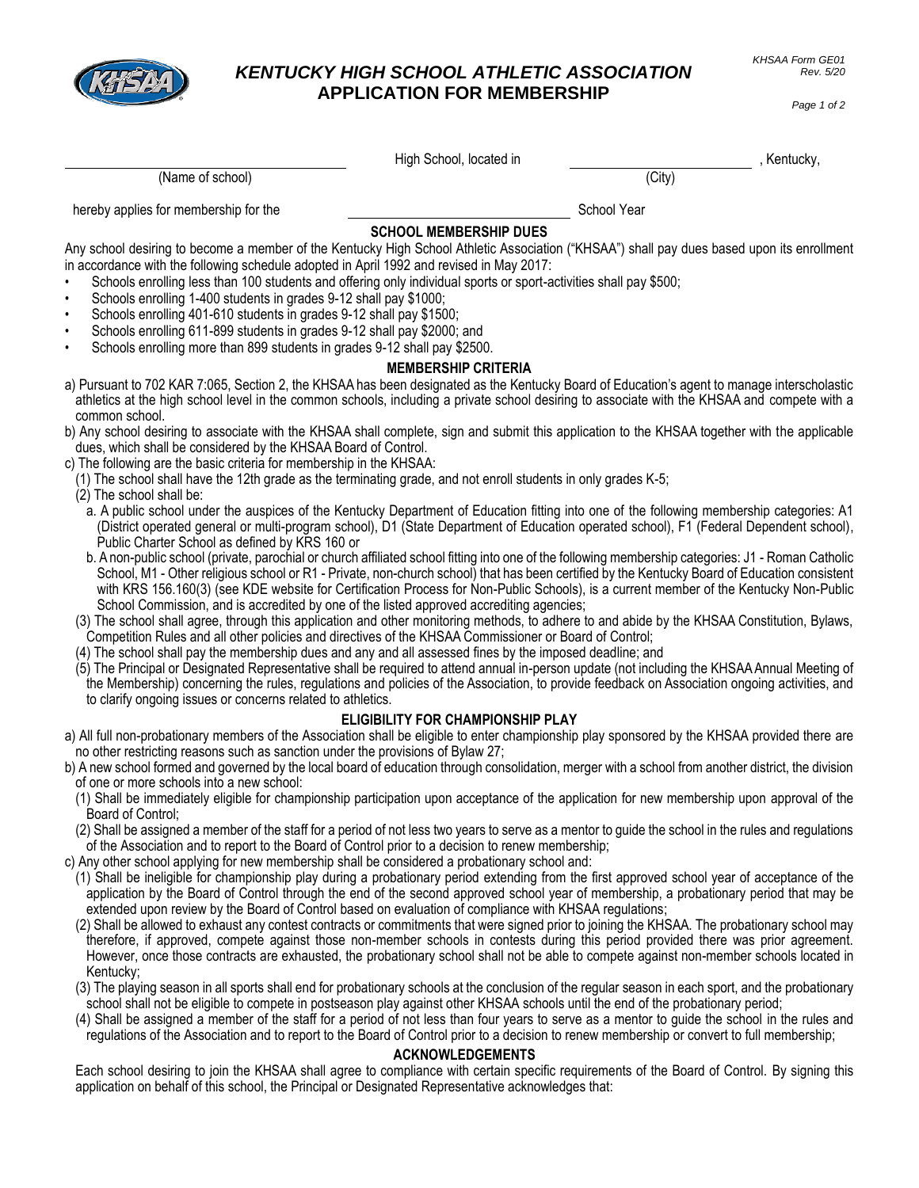# KENTUCKY HIGH SCHOOL ATHLETIC ASSOCIATION
## APPLICATION FOR MEMBERSHIP

KHSAA Form GE01
Rev. 5/20

_________________________ High School, located in _________________________, Kentucky,
(Name of school) (City)

hereby applies for membership for the _________________________ School Year

### SCHOOL MEMBERSHIP DUES

Any school desiring to become a member of the Kentucky High School Athletic Association ("KHSAA") shall pay dues based upon its enrollment in accordance with the following schedule adopted in April 1992 and revised in May 2017:

- Schools enrolling less than 100 students and offering only individual sports or sport-activities shall pay $500;
- Schools enrolling 1-400 students in grades 9-12 shall pay $1000;
- Schools enrolling 401-610 students in grades 9-12 shall pay $1500;
- Schools enrolling 611-899 students in grades 9-12 shall pay $2000; and
- Schools enrolling more than 899 students in grades 9-12 shall pay $2500.

### MEMBERSHIP CRITERIA

a) Pursuant to 702 KAR 7:065, Section 2, the KHSAA has been designated as the Kentucky Board of Education's agent to manage interscholastic athletics at the high school level in the common schools, including a private school desiring to associate with the KHSAA and compete with a common school.

b) Any school desiring to associate with the KHSAA shall complete, sign and submit this application to the KHSAA together with the applicable dues, which shall be considered by the KHSAA Board of Control.

c) The following are the basic criteria for membership in the KHSAA:

(1) The school shall have the 12th grade as the terminating grade, and not enroll students in only grades K-5;

(2) The school shall be:

a. A public school under the auspices of the Kentucky Department of Education fitting into one of the following membership categories: A1 (District operated general or multi-program school), D1 (State Department of Education operated school), F1 (Federal Dependent school), Public Charter School as defined by KRS 160 or

b. A non-public school (private, parochial or church affiliated school fitting into one of the following membership categories: J1 - Roman Catholic School, M1 - Other religious school or R1 - Private, non-church school) that has been certified by the Kentucky Board of Education consistent with KRS 156.160(3) (see KDE website for Certification Process for Non-Public Schools), is a current member of the Kentucky Non-Public School Commission, and is accredited by one of the listed approved accrediting agencies;

(3) The school shall agree, through this application and other monitoring methods, to adhere to and abide by the KHSAA Constitution, Bylaws, Competition Rules and all other policies and directives of the KHSAA Commissioner or Board of Control;

(4) The school shall pay the membership dues and any and all assessed fines by the imposed deadline; and

(5) The Principal or Designated Representative shall be required to attend annual in-person update (not including the KHSAA Annual Meeting of the Membership) concerning the rules, regulations and policies of the Association, to provide feedback on Association ongoing activities, and to clarify ongoing issues or concerns related to athletics.

### ELIGIBILITY FOR CHAMPIONSHIP PLAY

a) All full non-probationary members of the Association shall be eligible to enter championship play sponsored by the KHSAA provided there are no other restricting reasons such as sanction under the provisions of Bylaw 27;

b) A new school formed and governed by the local board of education through consolidation, merger with a school from another district, the division of one or more schools into a new school:

(1) Shall be immediately eligible for championship participation upon acceptance of the application for new membership upon approval of the Board of Control;

(2) Shall be assigned a member of the staff for a period of not less two years to serve as a mentor to guide the school in the rules and regulations of the Association and to report to the Board of Control prior to a decision to renew membership;

c) Any other school applying for new membership shall be considered a probationary school and:

(1) Shall be ineligible for championship play during a probationary period extending from the first approved school year of acceptance of the application by the Board of Control through the end of the second approved school year of membership, a probationary period that may be extended upon review by the Board of Control based on evaluation of compliance with KHSAA regulations;

(2) Shall be allowed to exhaust any contest contracts or commitments that were signed prior to joining the KHSAA. The probationary school may therefore, if approved, compete against those non-member schools in contests during this period provided there was prior agreement. However, once those contracts are exhausted, the probationary school shall not be able to compete against non-member schools located in Kentucky;

(3) The playing season in all sports shall end for probationary schools at the conclusion of the regular season in each sport, and the probationary school shall not be eligible to compete in postseason play against other KHSAA schools until the end of the probationary period;

(4) Shall be assigned a member of the staff for a period of not less than four years to serve as a mentor to guide the school in the rules and regulations of the Association and to report to the Board of Control prior to a decision to renew membership or convert to full membership;

### ACKNOWLEDGEMENTS

Each school desiring to join the KHSAA shall agree to compliance with certain specific requirements of the Board of Control. By signing this application on behalf of this school, the Principal or Designated Representative acknowledges that: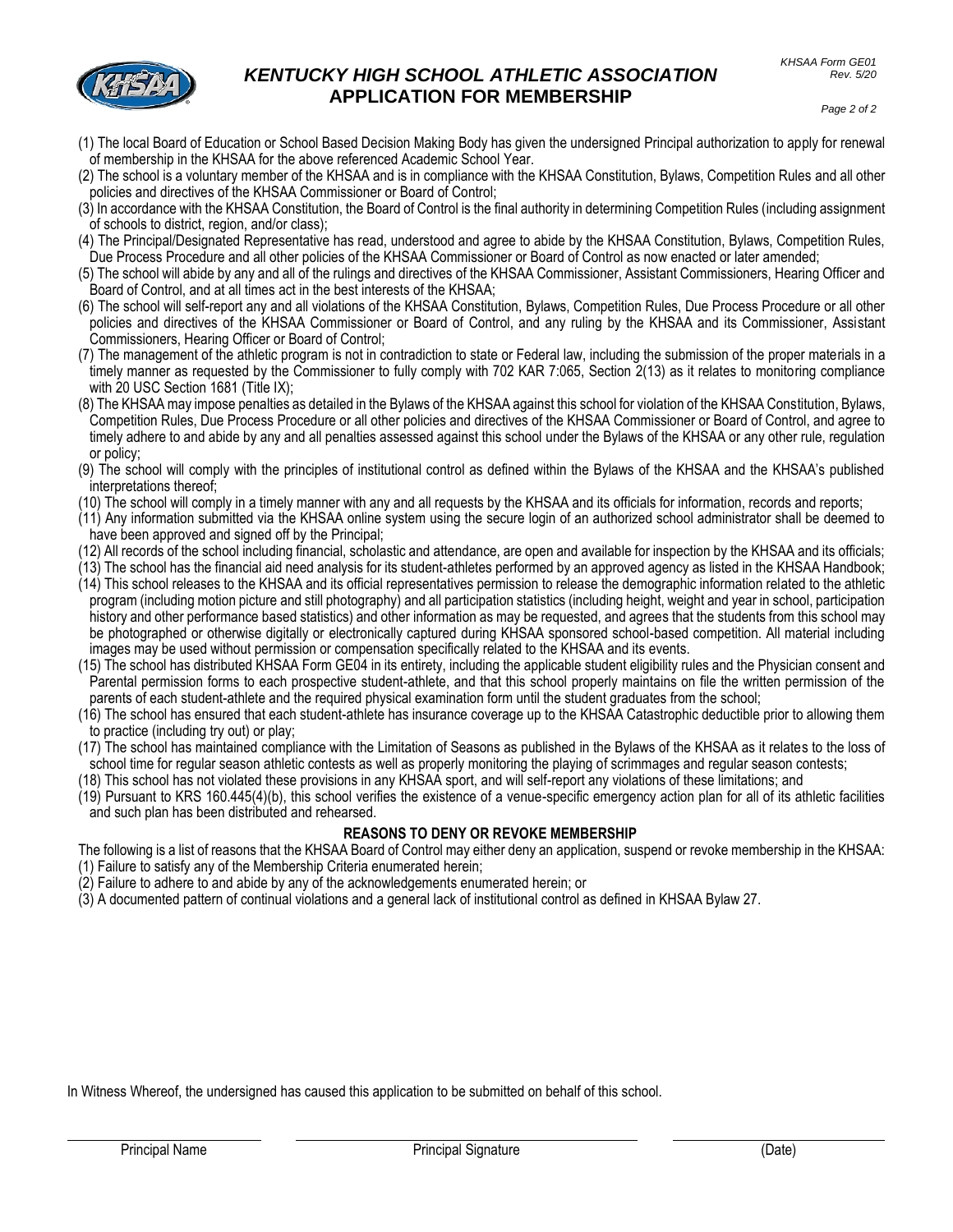# KENTUCKY HIGH SCHOOL ATHLETIC ASSOCIATION
## APPLICATION FOR MEMBERSHIP

*KHSAA Form GE01*
*Rev. 5/20*

(1) The local Board of Education or School Based Decision Making Body has given the undersigned Principal authorization to apply for renewal of membership in the KHSAA for the above referenced Academic School Year.

(2) The school is a voluntary member of the KHSAA and is in compliance with the KHSAA Constitution, Bylaws, Competition Rules and all other policies and directives of the KHSAA Commissioner or Board of Control;

(3) In accordance with the KHSAA Constitution, the Board of Control is the final authority in determining Competition Rules (including assignment of schools to district, region, and/or class);

(4) The Principal/Designated Representative has read, understood and agree to abide by the KHSAA Constitution, Bylaws, Competition Rules, Due Process Procedure and all other policies of the KHSAA Commissioner or Board of Control as now enacted or later amended;

(5) The school will abide by any and all of the rulings and directives of the KHSAA Commissioner, Assistant Commissioners, Hearing Officer and Board of Control, and at all times act in the best interests of the KHSAA;

(6) The school will self-report any and all violations of the KHSAA Constitution, Bylaws, Competition Rules, Due Process Procedure or all other policies and directives of the KHSAA Commissioner or Board of Control, and any ruling by the KHSAA and its Commissioner, Assistant Commissioners, Hearing Officer or Board of Control;

(7) The management of the athletic program is not in contradiction to state or Federal law, including the submission of the proper materials in a timely manner as requested by the Commissioner to fully comply with 702 KAR 7:065, Section 2(13) as it relates to monitoring compliance with 20 USC Section 1681 (Title IX);

(8) The KHSAA may impose penalties as detailed in the Bylaws of the KHSAA against this school for violation of the KHSAA Constitution, Bylaws, Competition Rules, Due Process Procedure or all other policies and directives of the KHSAA Commissioner or Board of Control, and agree to timely adhere to and abide by any and all penalties assessed against this school under the Bylaws of the KHSAA or any other rule, regulation or policy;

(9) The school will comply with the principles of institutional control as defined within the Bylaws of the KHSAA and the KHSAA's published interpretations thereof;

(10) The school will comply in a timely manner with any and all requests by the KHSAA and its officials for information, records and reports;

(11) Any information submitted via the KHSAA online system using the secure login of an authorized school administrator shall be deemed to have been approved and signed off by the Principal;

(12) All records of the school including financial, scholastic and attendance, are open and available for inspection by the KHSAA and its officials;

(13) The school has the financial aid need analysis for its student-athletes performed by an approved agency as listed in the KHSAA Handbook;

(14) This school releases to the KHSAA and its official representatives permission to release the demographic information related to the athletic program (including motion picture and still photography) and all participation statistics (including height, weight and year in school, participation history and other performance based statistics) and other information as may be requested, and agrees that the students from this school may be photographed or otherwise digitally or electronically captured during KHSAA sponsored school-based competition. All material including images may be used without permission or compensation specifically related to the KHSAA and its events.

(15) The school has distributed KHSAA Form GE04 in its entirety, including the applicable student eligibility rules and the Physician consent and Parental permission forms to each prospective student-athlete, and that this school properly maintains on file the written permission of the parents of each student-athlete and the required physical examination form until the student graduates from the school;

(16) The school has ensured that each student-athlete has insurance coverage up to the KHSAA Catastrophic deductible prior to allowing them to practice (including try out) or play;

(17) The school has maintained compliance with the Limitation of Seasons as published in the Bylaws of the KHSAA as it relates to the loss of school time for regular season athletic contests as well as properly monitoring the playing of scrimmages and regular season contests;

(18) This school has not violated these provisions in any KHSAA sport, and will self-report any violations of these limitations; and

(19) Pursuant to KRS 160.445(4)(b), this school verifies the existence of a venue-specific emergency action plan for all of its athletic facilities and such plan has been distributed and rehearsed.

**REASONS TO DENY OR REVOKE MEMBERSHIP**

The following is a list of reasons that the KHSAA Board of Control may either deny an application, suspend or revoke membership in the KHSAA:

(1) Failure to satisfy any of the Membership Criteria enumerated herein;

(2) Failure to adhere to and abide by any of the acknowledgements enumerated herein; or

(3) A documented pattern of continual violations and a general lack of institutional control as defined in KHSAA Bylaw 27.

In Witness Whereof, the undersigned has caused this application to be submitted on behalf of this school.

| | | |
|---|---|---|
| Principal Name | Principal Signature | (Date) |